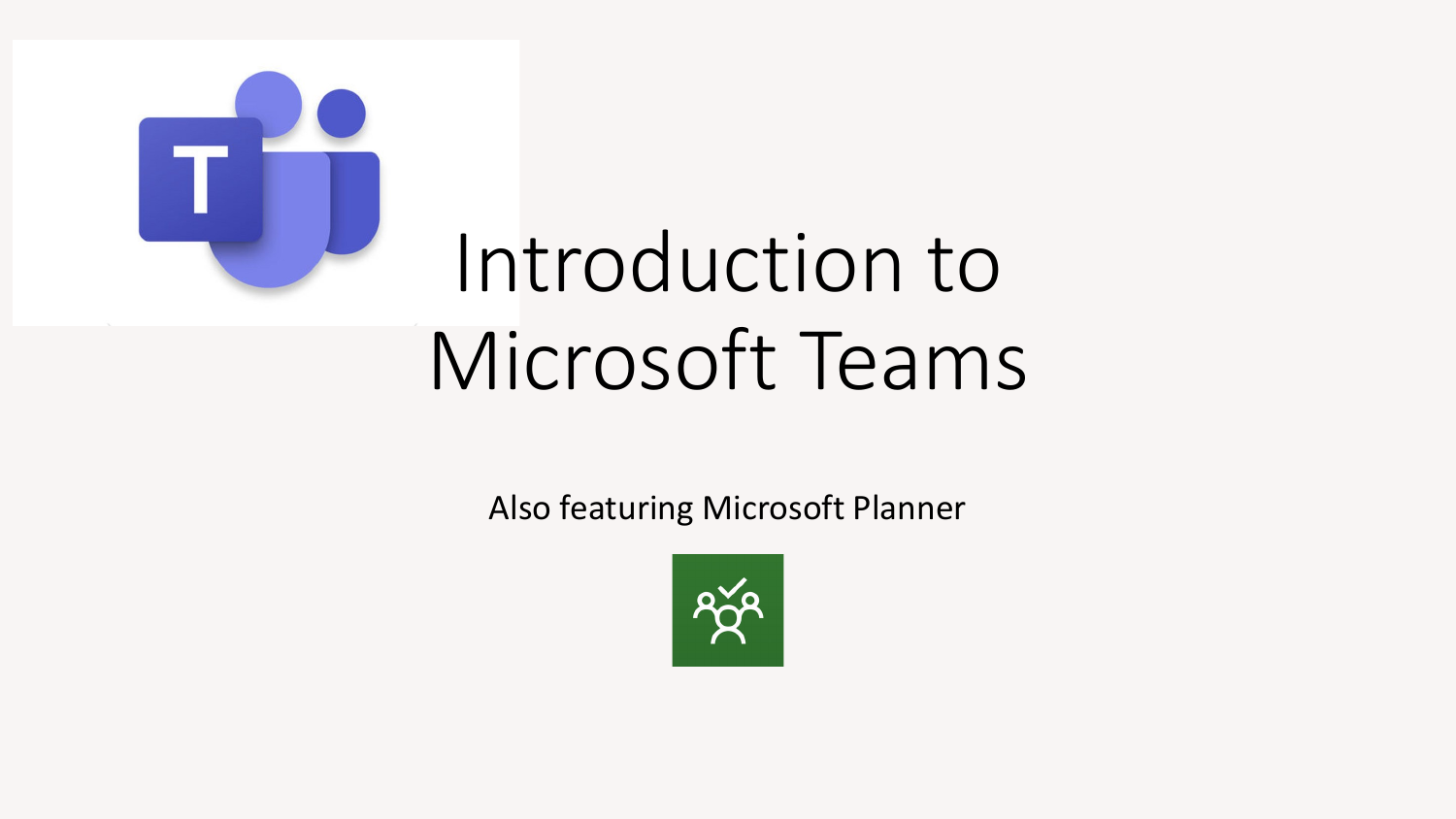# Introduction to Microsoft Teams

Also featuring Microsoft Planner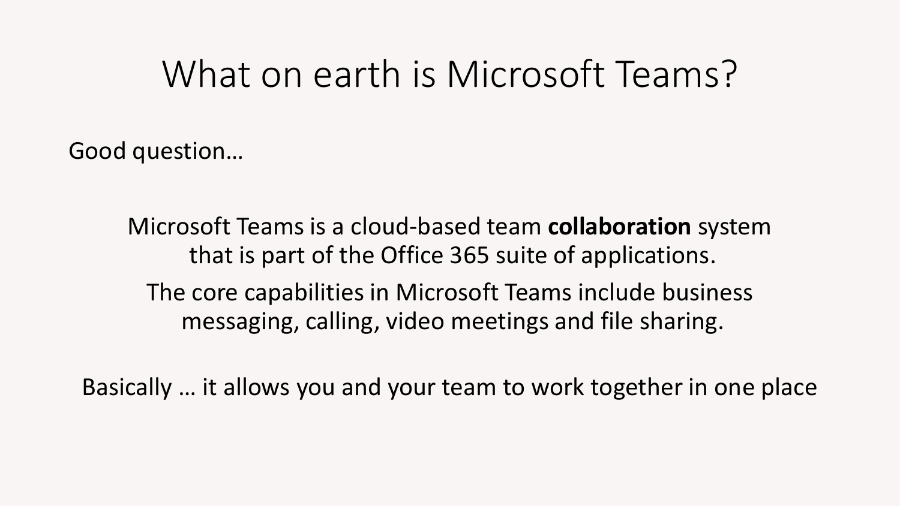# What on earth is Microsoft Teams?

Good question…

Microsoft Teams is a cloud-based team **collaboration** system that is part of the Office 365 suite of applications.

The core capabilities in Microsoft Teams include business messaging, calling, video meetings and file sharing.

Basically … it allows you and your team to work together in one place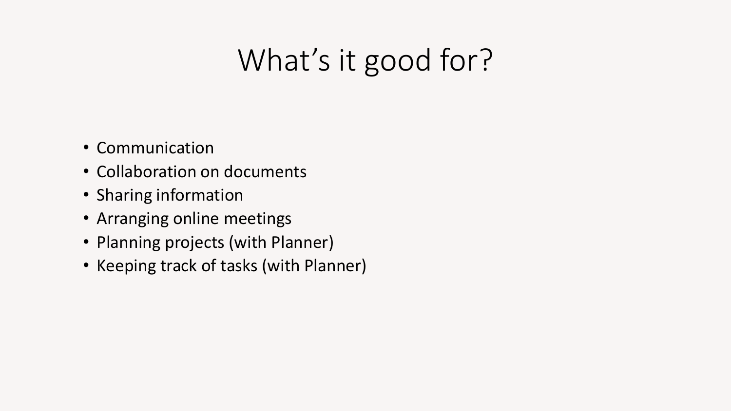# What's it good for?

- Communication
- Collaboration on documents
- Sharing information
- Arranging online meetings
- Planning projects (with Planner)
- Keeping track of tasks (with Planner)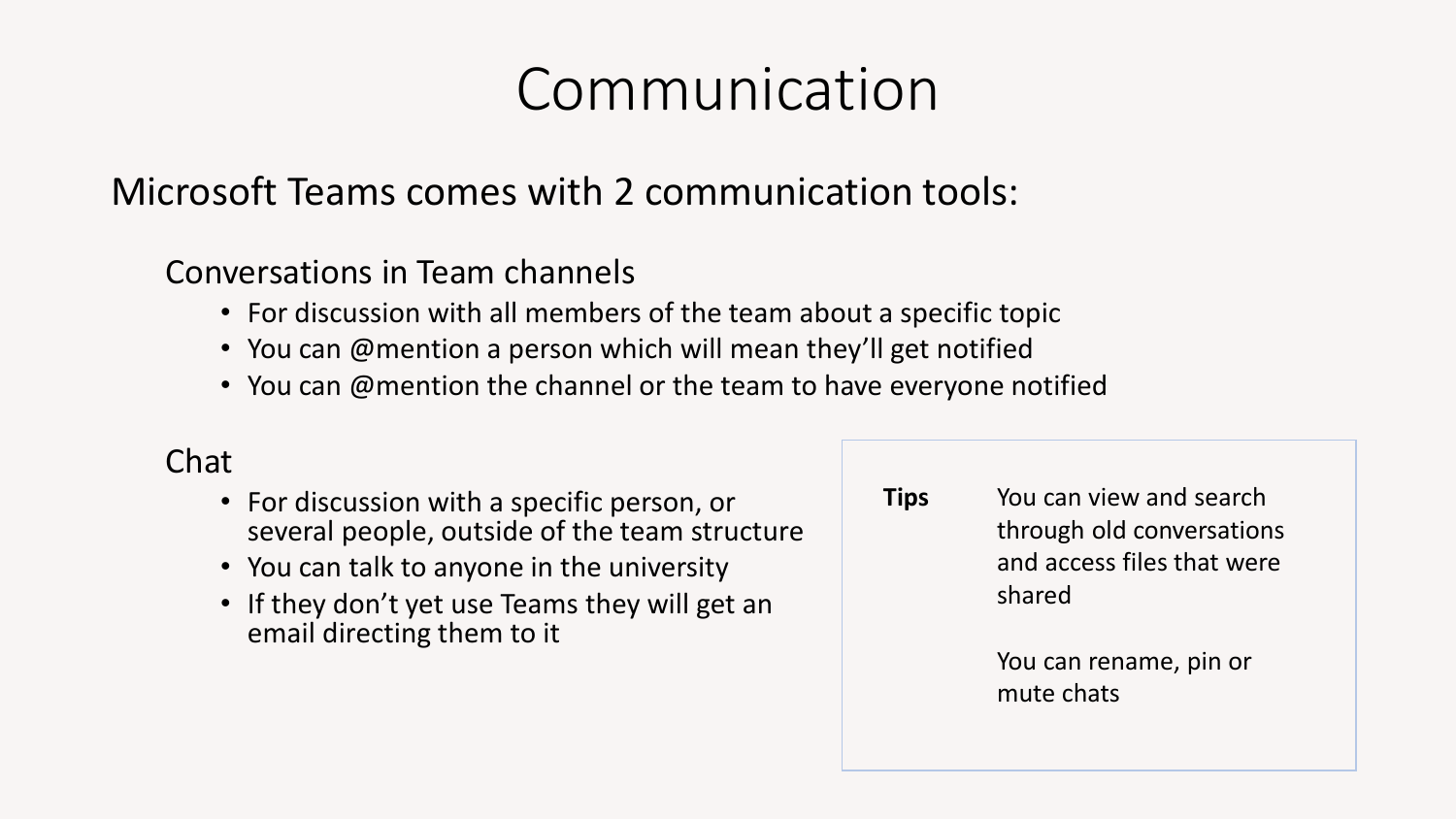# Communication

Microsoft Teams comes with 2 communication tools:

### Conversations in Team channels

- For discussion with all members of the team about a specific topic
- You can @mention a person which will mean they'll get notified
- You can @mention the channel or the team to have everyone notified

### Chat

- For discussion with a specific person, or several people, outside of the team structure
- You can talk to anyone in the university
- If they don't yet use Teams they will get an email directing them to it

**Tips**

You can view and search through old conversations and access files that were shared

You can rename, pin or mute chats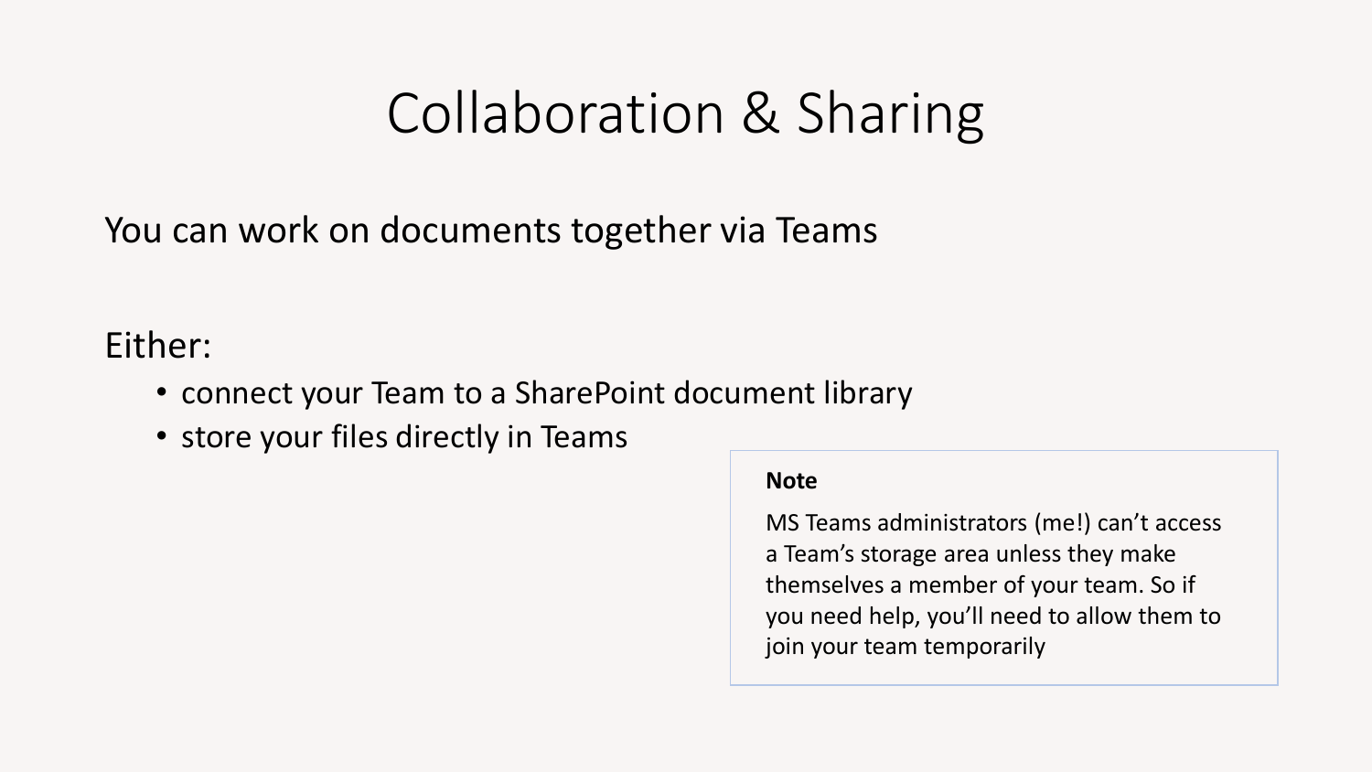# Collaboration & Sharing

You can work on documents together via Teams

Either:

- connect your Team to a SharePoint document library
- store your files directly in Teams

> **Note**
>
> MS Teams administrators (me!) can't access a Team's storage area unless they make themselves a member of your team. So if you need help, you'll need to allow them to join your team temporarily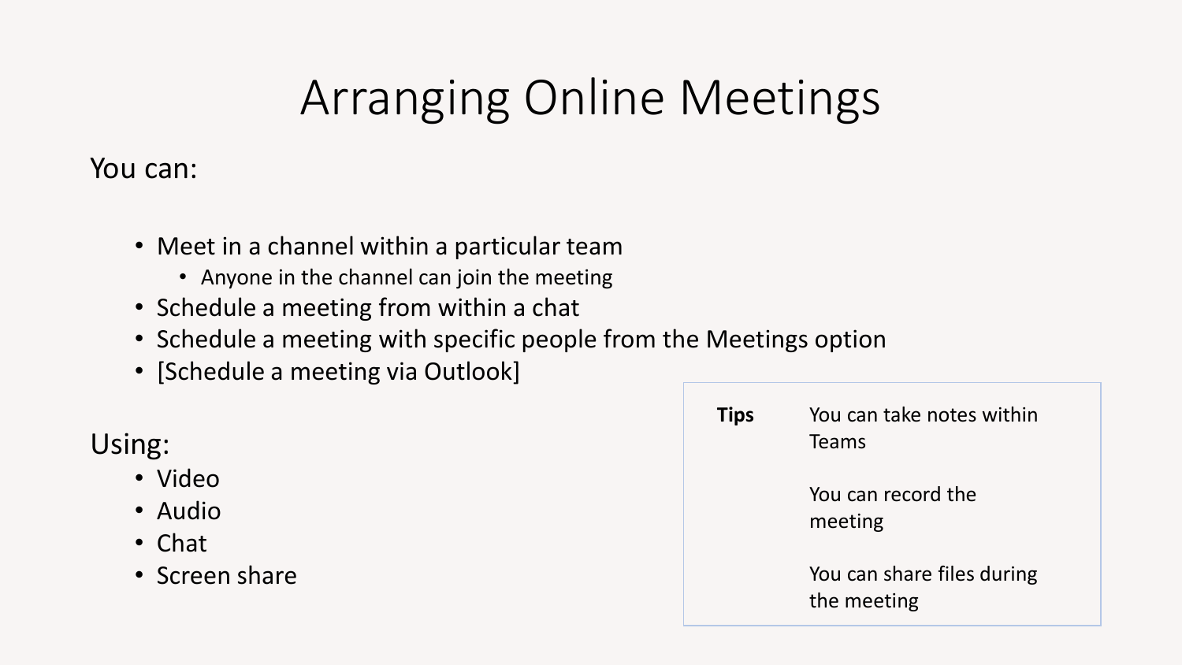# Arranging Online Meetings

You can:

- Meet in a channel within a particular team
  - Anyone in the channel can join the meeting
- Schedule a meeting from within a chat
- Schedule a meeting with specific people from the Meetings option
- [Schedule a meeting via Outlook]

Using:

- Video
- Audio
- Chat
- Screen share

**Tips**

You can take notes within Teams

You can record the meeting

You can share files during the meeting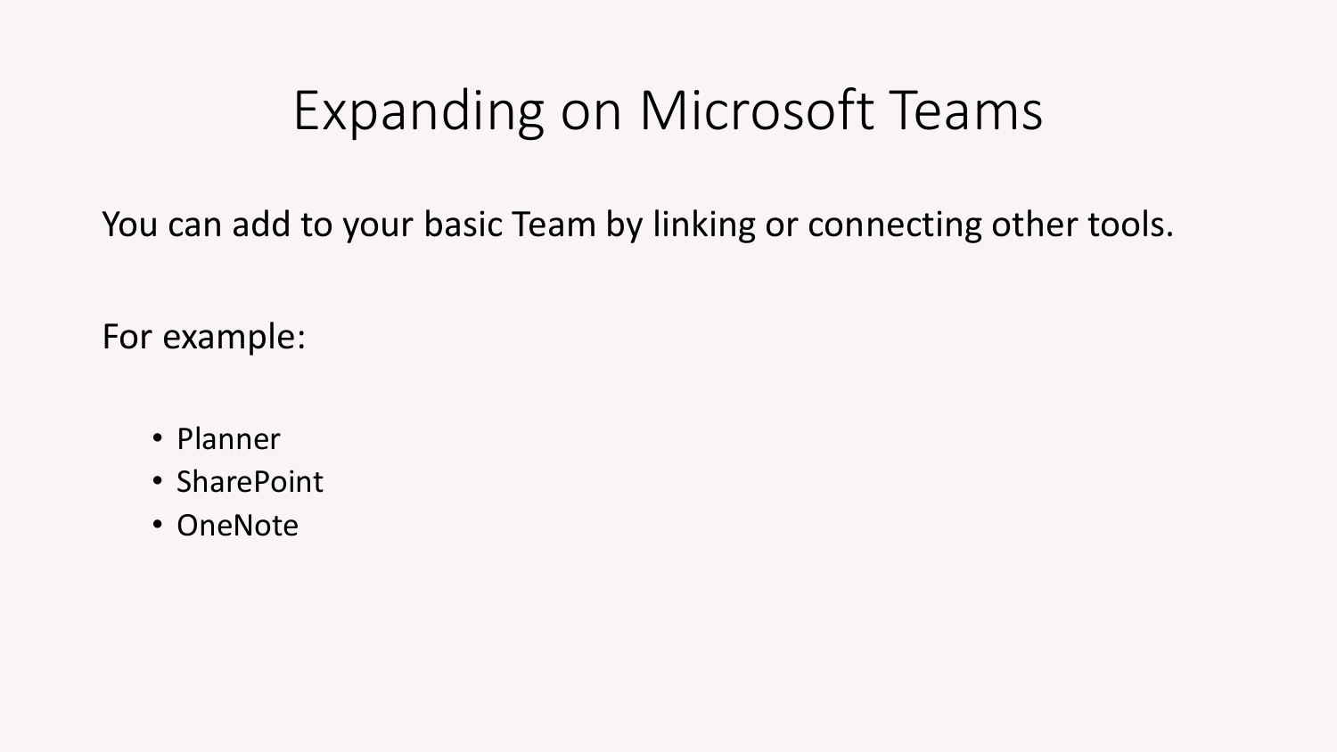# Expanding on Microsoft Teams

You can add to your basic Team by linking or connecting other tools.

For example:

- Planner
- SharePoint
- OneNote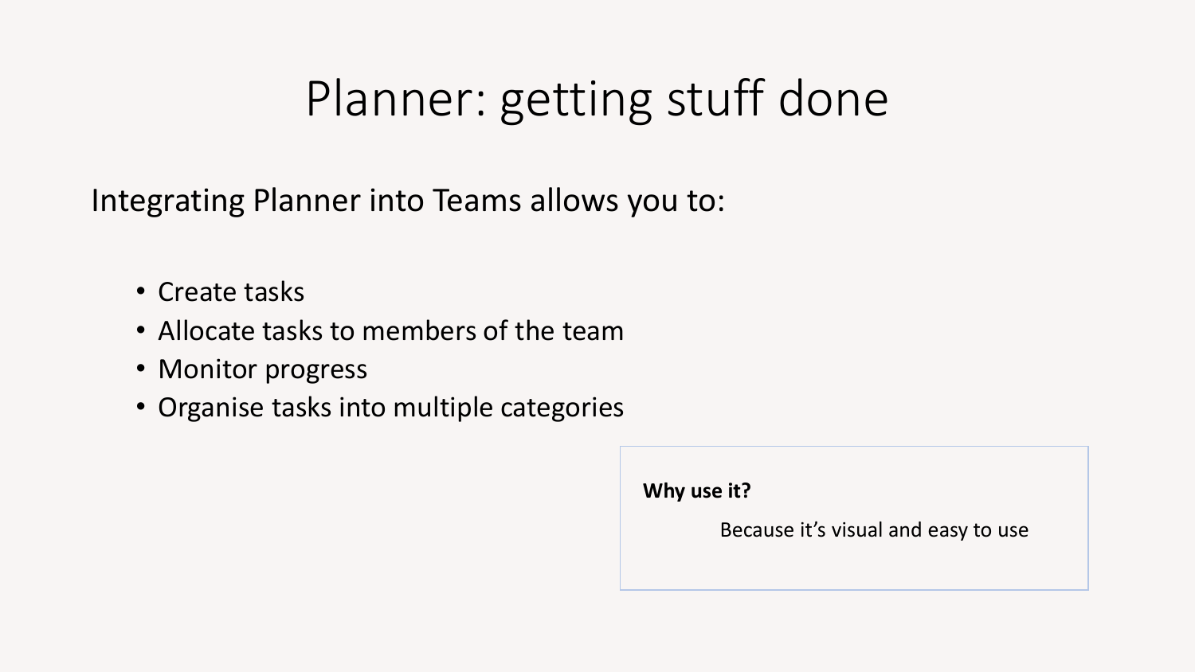# Planner: getting stuff done

Integrating Planner into Teams allows you to:

- Create tasks
- Allocate tasks to members of the team
- Monitor progress
- Organise tasks into multiple categories

**Why use it?**

Because it's visual and easy to use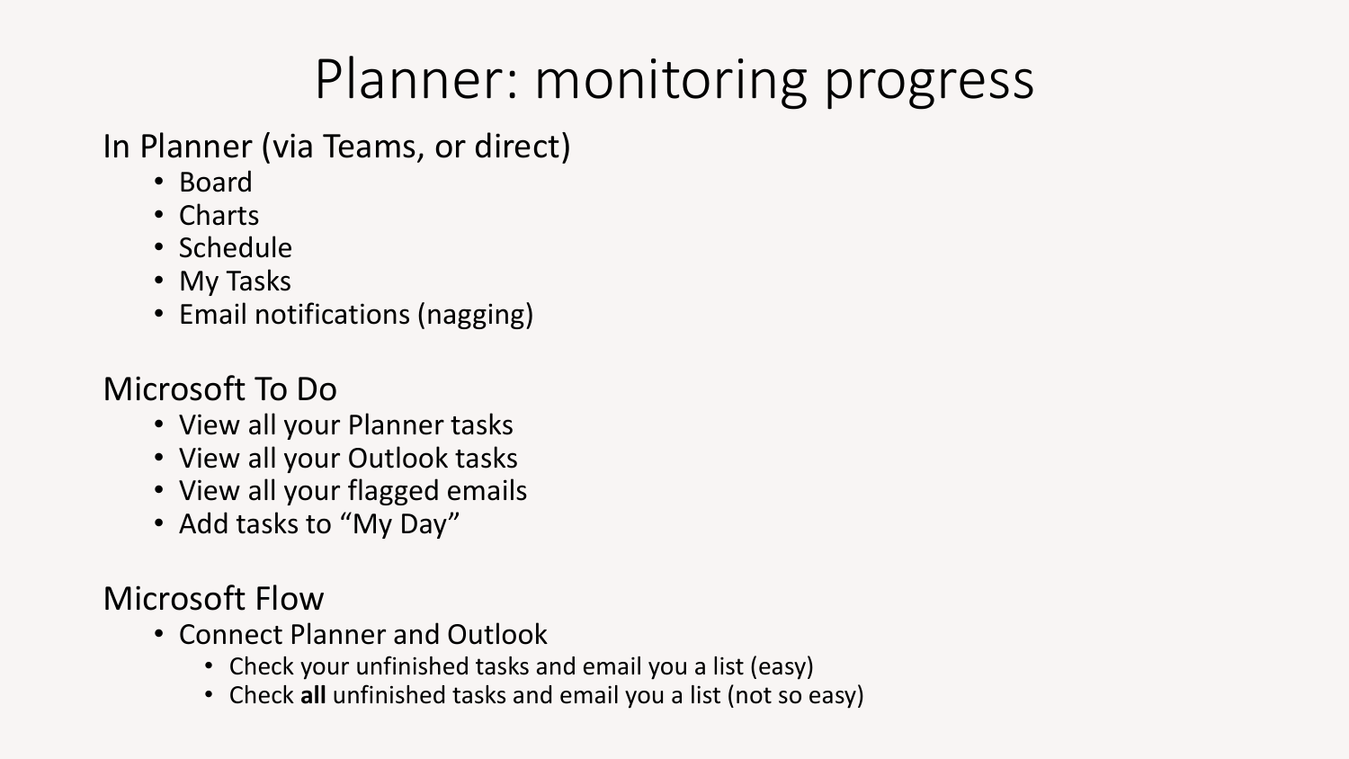# Planner: monitoring progress

In Planner (via Teams, or direct)

- Board
- Charts
- Schedule
- My Tasks
- Email notifications (nagging)

Microsoft To Do

- View all your Planner tasks
- View all your Outlook tasks
- View all your flagged emails
- Add tasks to “My Day”

Microsoft Flow

- Connect Planner and Outlook
  - Check your unfinished tasks and email you a list (easy)
  - Check **all** unfinished tasks and email you a list (not so easy)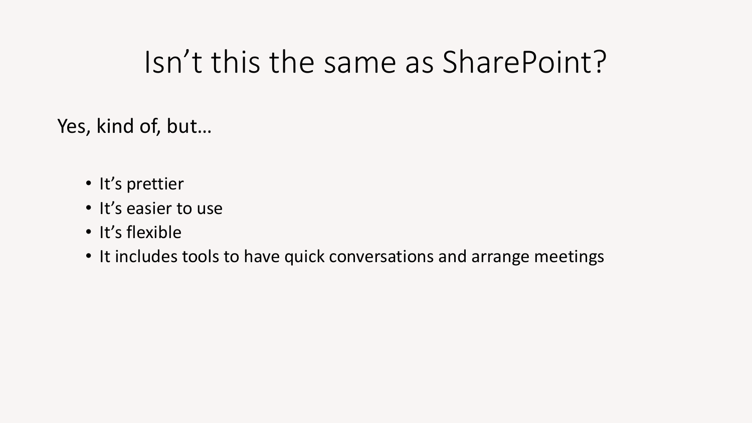# Isn’t this the same as SharePoint?

Yes, kind of, but…

- It’s prettier
- It’s easier to use
- It’s flexible
- It includes tools to have quick conversations and arrange meetings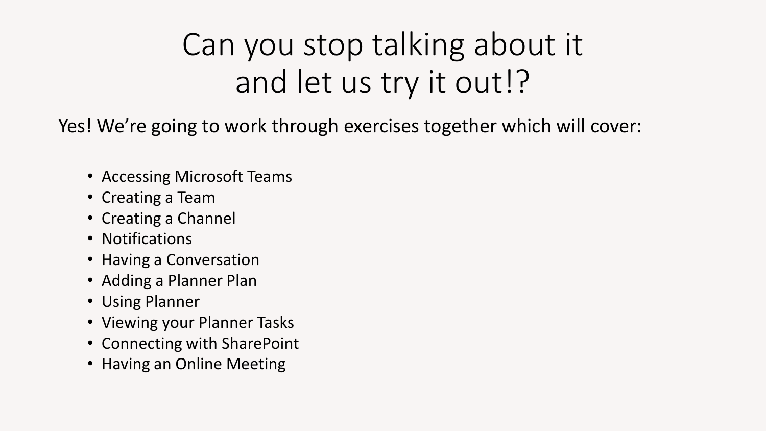# Can you stop talking about it and let us try it out!?

Yes! We’re going to work through exercises together which will cover:

- Accessing Microsoft Teams
- Creating a Team
- Creating a Channel
- Notifications
- Having a Conversation
- Adding a Planner Plan
- Using Planner
- Viewing your Planner Tasks
- Connecting with SharePoint
- Having an Online Meeting